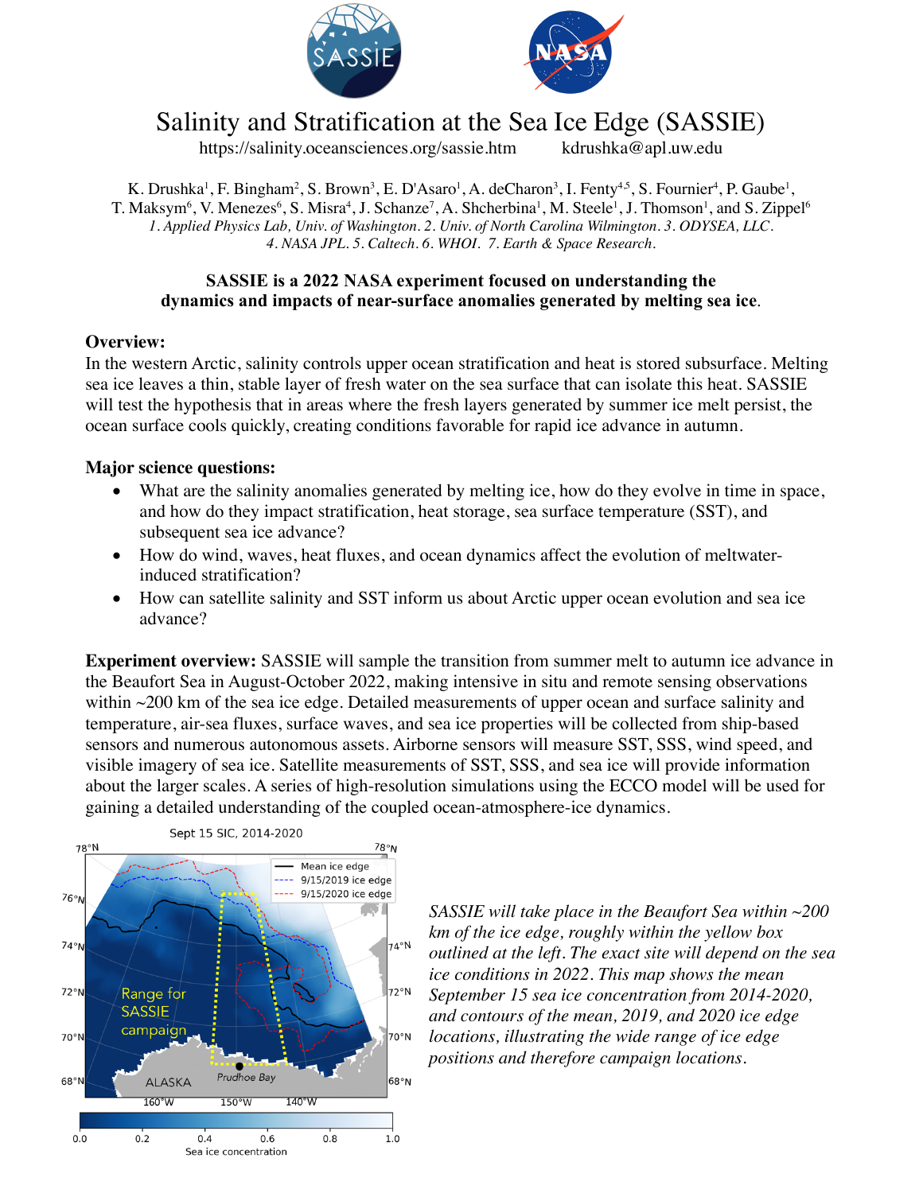# Salinity and Stratification at the Sea Ice Edge (SASSIE)

https://salinity.oceansciences.org/sassie.htm kdrushka@apl.uw.edu

K. Drushka[1], F. Bingham[2], S. Brown[3], E. D'Asaro[1], A. deCharon[3], I. Fenty[4,5], S. Fournier[4], P. Gaube[1], T. Maksym[6], V. Menezes[6], S. Misra[4], J. Schanze[7], A. Shcherbina[1], M. Steele[1], J. Thomson[1], and S. Zippel[6]

*1. Applied Physics Lab, Univ. of Washington. 2. Univ. of North Carolina Wilmington. 3. ODYSEA, LLC. 4. NASA JPL. 5. Caltech. 6. WHOI. 7. Earth & Space Research.*

**SASSIE is a 2022 NASA experiment focused on understanding the dynamics and impacts of near-surface anomalies generated by melting sea ice.**

**Overview:**
In the western Arctic, salinity controls upper ocean stratification and heat is stored subsurface. Melting sea ice leaves a thin, stable layer of fresh water on the sea surface that can isolate this heat. SASSIE will test the hypothesis that in areas where the fresh layers generated by summer ice melt persist, the ocean surface cools quickly, creating conditions favorable for rapid ice advance in autumn.

**Major science questions:**

- What are the salinity anomalies generated by melting ice, how do they evolve in time in space, and how do they impact stratification, heat storage, sea surface temperature (SST), and subsequent sea ice advance?
- How do wind, waves, heat fluxes, and ocean dynamics affect the evolution of meltwater-induced stratification?
- How can satellite salinity and SST inform us about Arctic upper ocean evolution and sea ice advance?

**Experiment overview:** SASSIE will sample the transition from summer melt to autumn ice advance in the Beaufort Sea in August-October 2022, making intensive in situ and remote sensing observations within ~200 km of the sea ice edge. Detailed measurements of upper ocean and surface salinity and temperature, air-sea fluxes, surface waves, and sea ice properties will be collected from ship-based sensors and numerous autonomous assets. Airborne sensors will measure SST, SSS, wind speed, and visible imagery of sea ice. Satellite measurements of SST, SSS, and sea ice will provide information about the larger scales. A series of high-resolution simulations using the ECCO model will be used for gaining a detailed understanding of the coupled ocean-atmosphere-ice dynamics.

*SASSIE will take place in the Beaufort Sea within ~200 km of the ice edge, roughly within the yellow box outlined at the left. The exact site will depend on the sea ice conditions in 2022. This map shows the mean September 15 sea ice concentration from 2014-2020, and contours of the mean, 2019, and 2020 ice edge locations, illustrating the wide range of ice edge positions and therefore campaign locations.*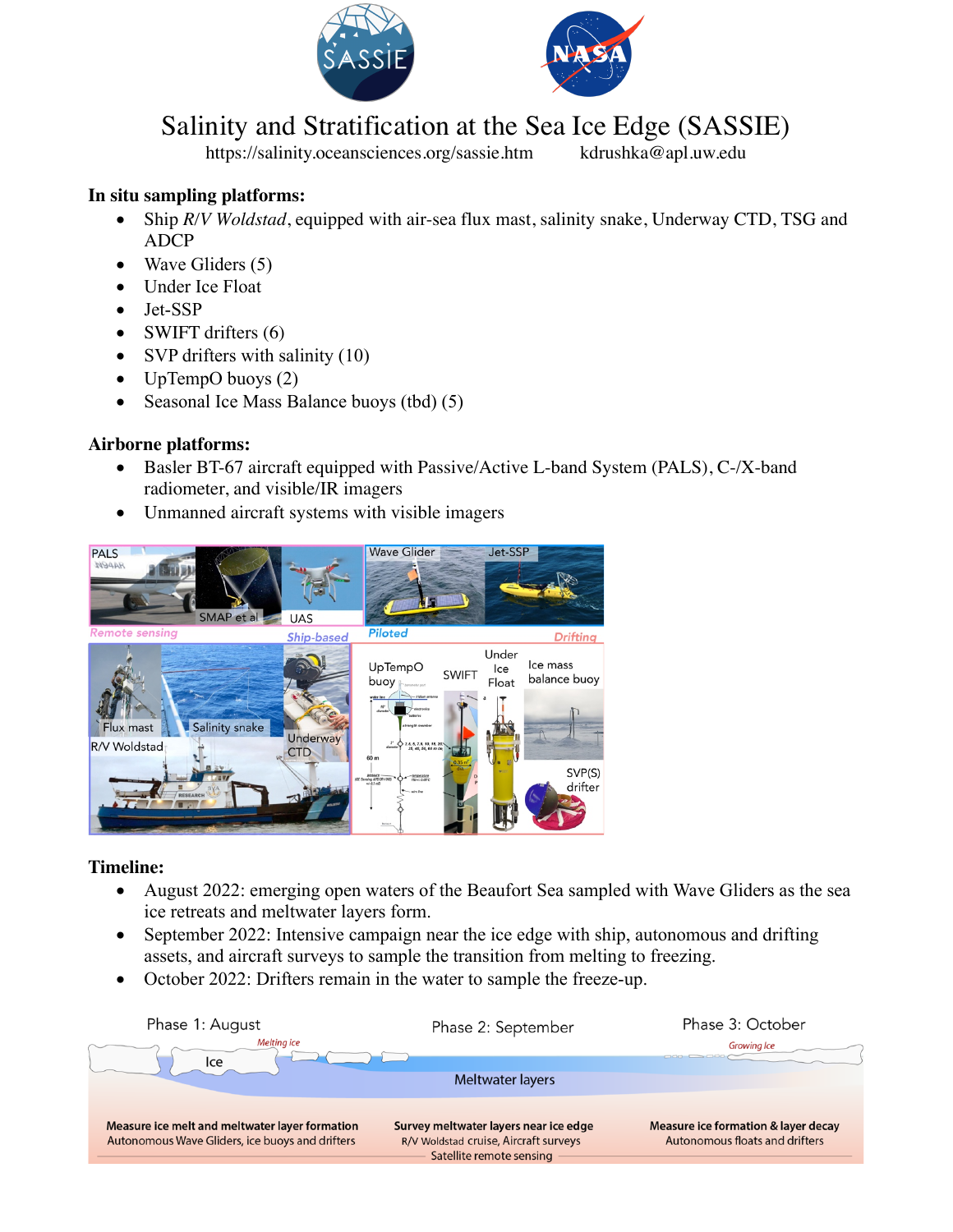# Salinity and Stratification at the Sea Ice Edge (SASSIE)

https://salinity.oceansciences.org/sassie.htm kdrushka@apl.uw.edu

**In situ sampling platforms:**

- Ship *R/V Woldstad*, equipped with air-sea flux mast, salinity snake, Underway CTD, TSG and ADCP
- Wave Gliders (5)
- Under Ice Float
- Jet-SSP
- SWIFT drifters (6)
- SVP drifters with salinity (10)
- UpTempO buoys (2)
- Seasonal Ice Mass Balance buoys (tbd) (5)

**Airborne platforms:**

- Basler BT-67 aircraft equipped with Passive/Active L-band System (PALS), C-/X-band radiometer, and visible/IR imagers
- Unmanned aircraft systems with visible imagers

PALS

SMAP et al

UAS

Remote sensing

Ship-based

Wave Glider

Jet-SSP

Piloted

Drifting

Flux mast

Salinity snake

R/V Woldstad

Underway CTD

UpTempO buoy

SWIFT

Under Ice Float

Ice mass balance buoy

SVP(S) drifter

**Timeline:**

- August 2022: emerging open waters of the Beaufort Sea sampled with Wave Gliders as the sea ice retreats and meltwater layers form.
- September 2022: Intensive campaign near the ice edge with ship, autonomous and drifting assets, and aircraft surveys to sample the transition from melting to freezing.
- October 2022: Drifters remain in the water to sample the freeze-up.

Phase 1: August

Phase 2: September

Phase 3: October

Melting ice

Ice

Growing ice

Meltwater layers

Measure ice melt and meltwater layer formation
Autonomous Wave Gliders, ice buoys and drifters

Survey meltwater layers near ice edge
R/V Woldstad cruise, Aircraft surveys

Measure ice formation & layer decay
Autonomous floats and drifters

Satellite remote sensing